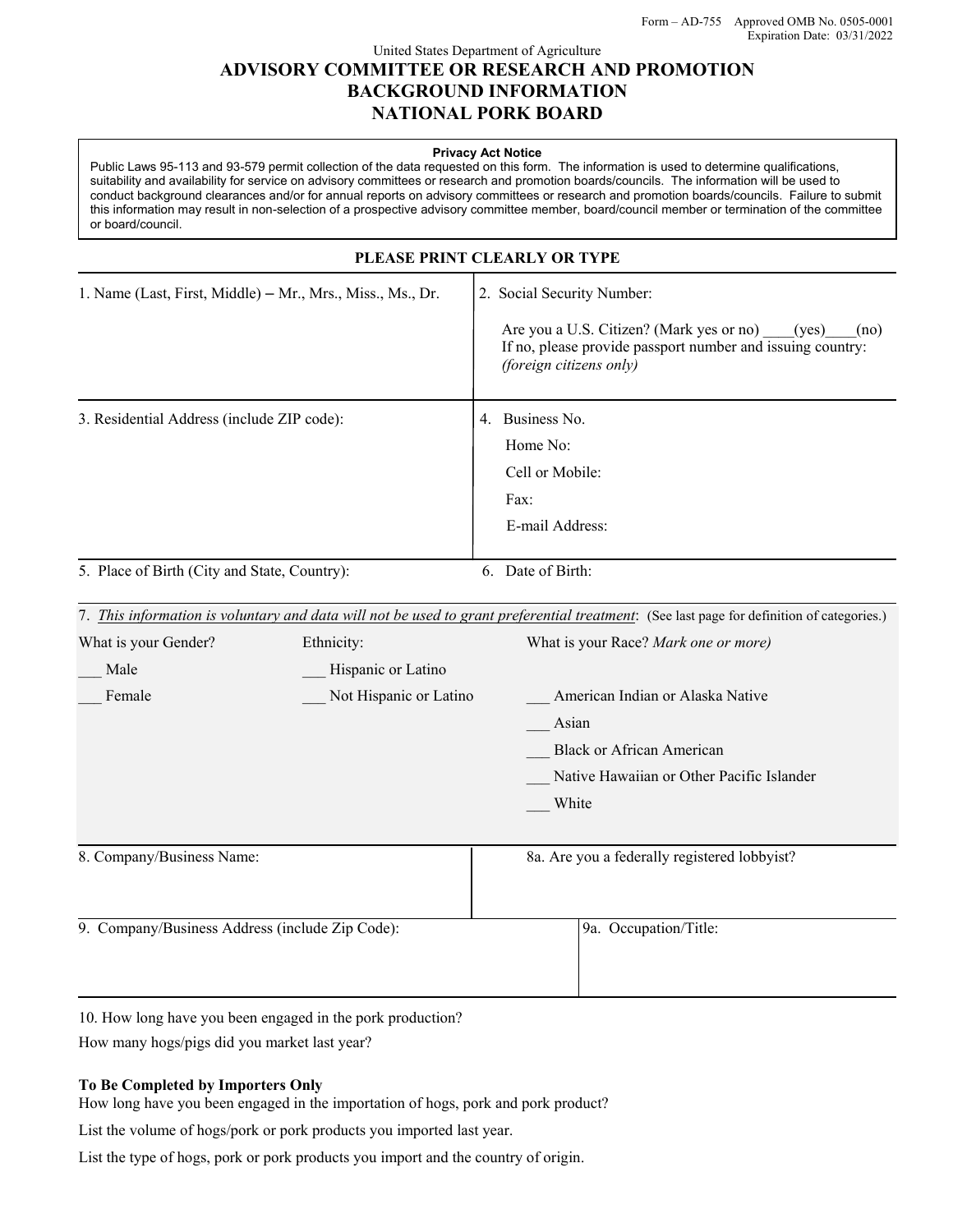Form – AD-755 Approved OMB No. 0505-0001
Expiration Date: 03/31/2022

United States Department of Agriculture

# ADVISORY COMMITTEE OR RESEARCH AND PROMOTION BACKGROUND INFORMATION NATIONAL PORK BOARD

**Privacy Act Notice**

Public Laws 95-113 and 93-579 permit collection of the data requested on this form. The information is used to determine qualifications, suitability and availability for service on advisory committees or research and promotion boards/councils. The information will be used to conduct background clearances and/or for annual reports on advisory committees or research and promotion boards/councils. Failure to submit this information may result in non-selection of a prospective advisory committee member, board/council member or termination of the committee or board/council.

**PLEASE PRINT CLEARLY OR TYPE**

1. Name (Last, First, Middle) – Mr., Mrs., Miss., Ms., Dr.

2. Social Security Number:

   Are you a U.S. Citizen? (Mark yes or no) ____(yes)____(no)
   If no, please provide passport number and issuing country: *(foreign citizens only)*

3. Residential Address (include ZIP code):

4. Business No.

   Home No:

   Cell or Mobile:

   Fax:

   E-mail Address:

5. Place of Birth (City and State, Country):

6. Date of Birth:

7. *This information is voluntary and data will not be used to grant preferential treatment*: (See last page for definition of categories.)

What is your Gender?

___ Male

___ Female

Ethnicity:

___ Hispanic or Latino

___ Not Hispanic or Latino

What is your Race? *Mark one or more)*

___ American Indian or Alaska Native

___ Asian

___ Black or African American

___ Native Hawaiian or Other Pacific Islander

___ White

8. Company/Business Name:

8a. Are you a federally registered lobbyist?

9. Company/Business Address (include Zip Code):

9a. Occupation/Title:

10. How long have you been engaged in the pork production?

How many hogs/pigs did you market last year?

**To Be Completed by Importers Only**

How long have you been engaged in the importation of hogs, pork and pork product?

List the volume of hogs/pork or pork products you imported last year.

List the type of hogs, pork or pork products you import and the country of origin.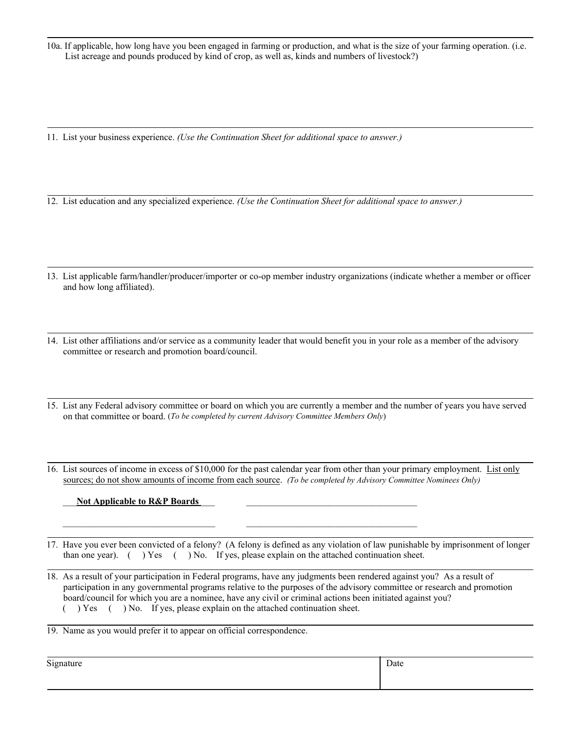10a. If applicable, how long have you been engaged in farming or production, and what is the size of your farming operation. (i.e. List acreage and pounds produced by kind of crop, as well as, kinds and numbers of livestock?)

---

11. List your business experience. *(Use the Continuation Sheet for additional space to answer.)*

---

12. List education and any specialized experience. *(Use the Continuation Sheet for additional space to answer.)*

---

13. List applicable farm/handler/producer/importer or co-op member industry organizations (indicate whether a member or officer and how long affiliated).

---

14. List other affiliations and/or service as a community leader that would benefit you in your role as a member of the advisory committee or research and promotion board/council.

---

15. List any Federal advisory committee or board on which you are currently a member and the number of years you have served on that committee or board. (*To be completed by current Advisory Committee Members Only*)

---

16. List sources of income in excess of $10,000 for the past calendar year from other than your primary employment. List only sources; do not show amounts of income from each source. *(To be completed by Advisory Committee Nominees Only)*

    **Not Applicable to R&P Boards** \_\_\_\_\_\_\_\_\_\_\_\_\_\_\_\_\_\_\_\_\_\_\_\_\_\_\_\_\_\_

    \_\_\_\_\_\_\_\_\_\_\_\_\_\_\_\_\_\_\_\_\_\_\_\_\_\_\_\_\_\_ \_\_\_\_\_\_\_\_\_\_\_\_\_\_\_\_\_\_\_\_\_\_\_\_\_\_\_\_\_\_

---

17. Have you ever been convicted of a felony? (A felony is defined as any violation of law punishable by imprisonment of longer than one year). ( ) Yes ( ) No. If yes, please explain on the attached continuation sheet.

---

18. As a result of your participation in Federal programs, have any judgments been rendered against you? As a result of participation in any governmental programs relative to the purposes of the advisory committee or research and promotion board/council for which you are a nominee, have any civil or criminal actions been initiated against you?
    ( ) Yes ( ) No. If yes, please explain on the attached continuation sheet.

---

19. Name as you would prefer it to appear on official correspondence.

---

| Signature | Date |
| --- | --- |
| | |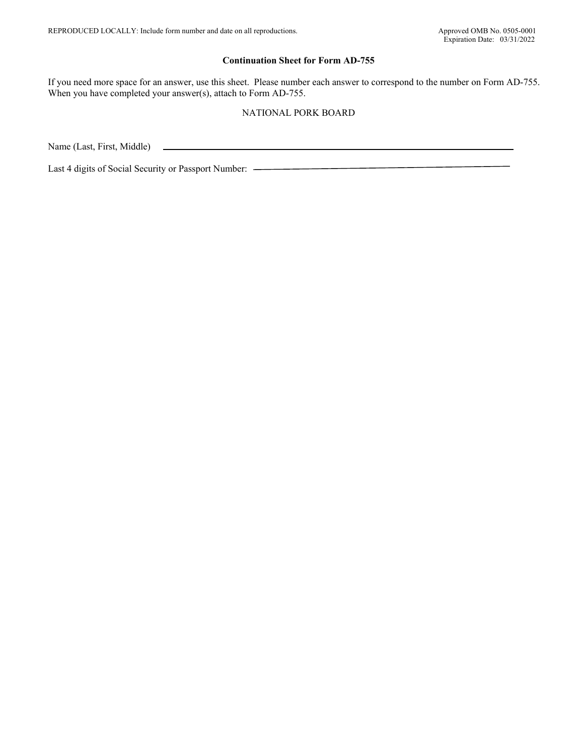REPRODUCED LOCALLY: Include form number and date on all reproductions.

Approved OMB No. 0505-0001
Expiration Date: 03/31/2022

**Continuation Sheet for Form AD-755**

If you need more space for an answer, use this sheet. Please number each answer to correspond to the number on Form AD-755. When you have completed your answer(s), attach to Form AD-755.

NATIONAL PORK BOARD

Name (Last, First, Middle) ____________________________________________

Last 4 digits of Social Security or Passport Number: ______________________________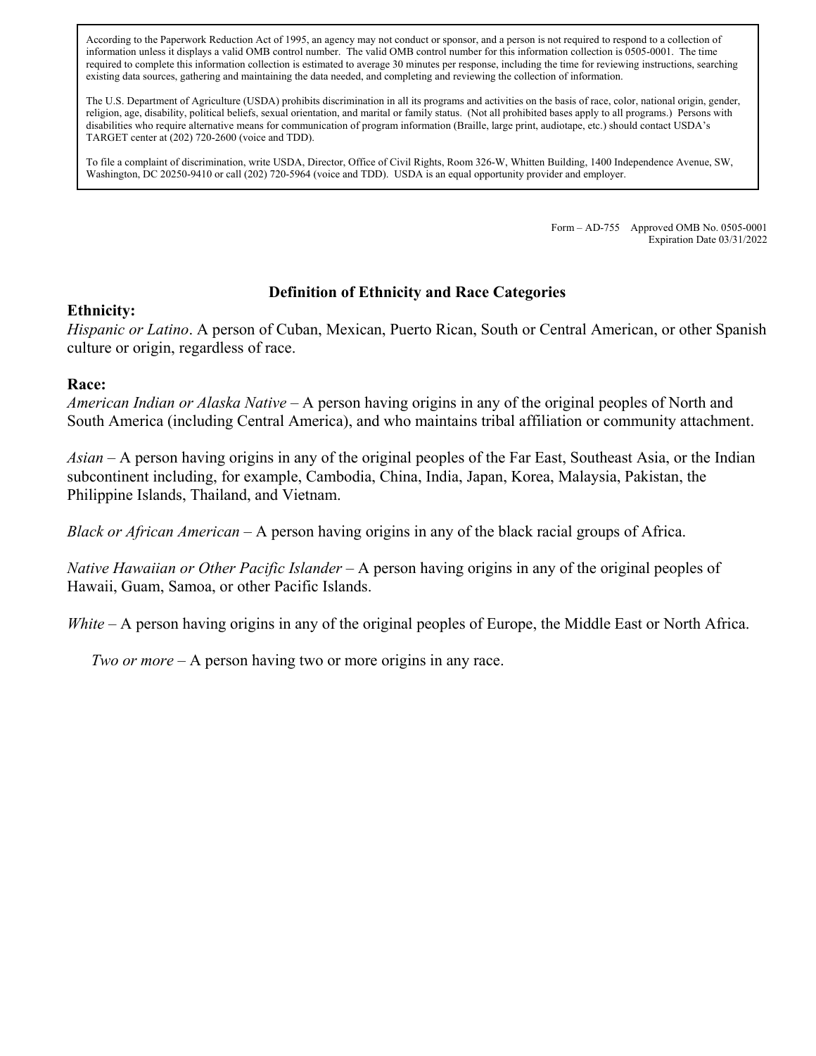According to the Paperwork Reduction Act of 1995, an agency may not conduct or sponsor, and a person is not required to respond to a collection of information unless it displays a valid OMB control number. The valid OMB control number for this information collection is 0505-0001. The time required to complete this information collection is estimated to average 30 minutes per response, including the time for reviewing instructions, searching existing data sources, gathering and maintaining the data needed, and completing and reviewing the collection of information.

The U.S. Department of Agriculture (USDA) prohibits discrimination in all its programs and activities on the basis of race, color, national origin, gender, religion, age, disability, political beliefs, sexual orientation, and marital or family status. (Not all prohibited bases apply to all programs.) Persons with disabilities who require alternative means for communication of program information (Braille, large print, audiotape, etc.) should contact USDA's TARGET center at (202) 720-2600 (voice and TDD).

To file a complaint of discrimination, write USDA, Director, Office of Civil Rights, Room 326-W, Whitten Building, 1400 Independence Avenue, SW, Washington, DC 20250-9410 or call (202) 720-5964 (voice and TDD). USDA is an equal opportunity provider and employer.

Form – AD-755 Approved OMB No. 0505-0001
Expiration Date 03/31/2022

## Definition of Ethnicity and Race Categories

**Ethnicity:**

*Hispanic or Latino*. A person of Cuban, Mexican, Puerto Rican, South or Central American, or other Spanish culture or origin, regardless of race.

**Race:**

*American Indian or Alaska Native* – A person having origins in any of the original peoples of North and South America (including Central America), and who maintains tribal affiliation or community attachment.

*Asian* – A person having origins in any of the original peoples of the Far East, Southeast Asia, or the Indian subcontinent including, for example, Cambodia, China, India, Japan, Korea, Malaysia, Pakistan, the Philippine Islands, Thailand, and Vietnam.

*Black or African American* – A person having origins in any of the black racial groups of Africa.

*Native Hawaiian or Other Pacific Islander* – A person having origins in any of the original peoples of Hawaii, Guam, Samoa, or other Pacific Islands.

*White* – A person having origins in any of the original peoples of Europe, the Middle East or North Africa.

*Two or more* – A person having two or more origins in any race.